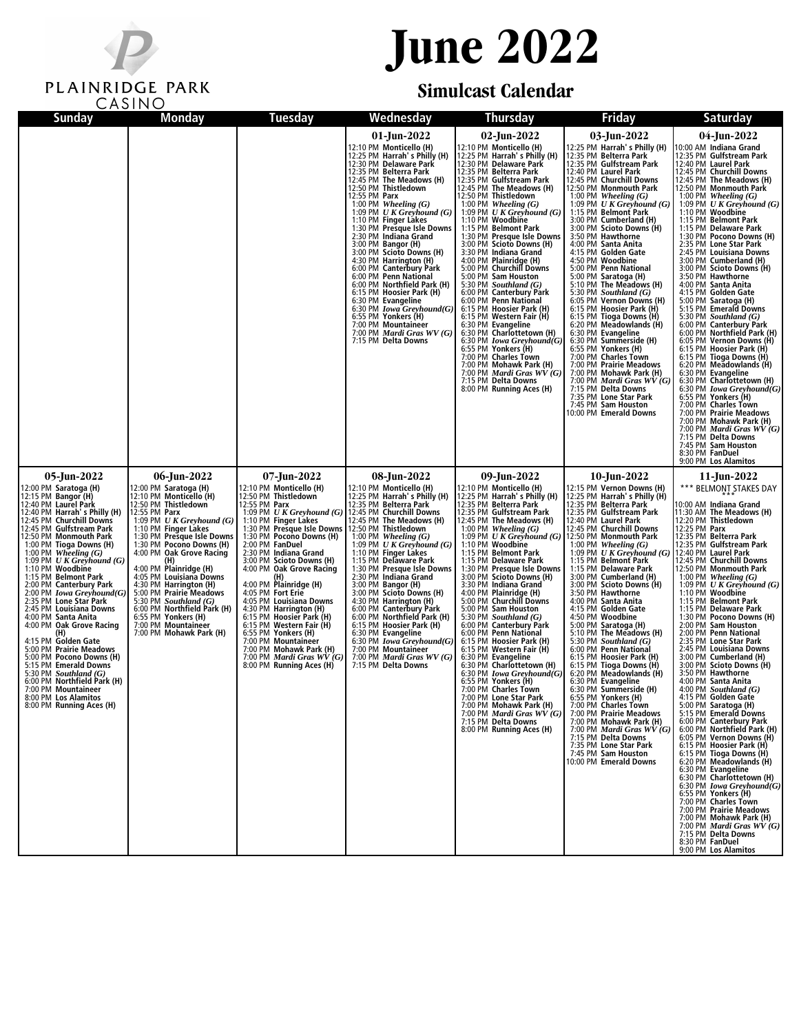PLAINRIDGE PARK CASINO

# June 2022

## Simulcast Calendar

| Sunday | Monday | Tuesday | Wednesday | Thursday | Friday | Saturday |
|---|---|---|---|---|---|---|
| | | | **01-Jun-2022**<br>12:10 PM **Monticello (H)**<br>12:25 PM **Harrah' s Philly (H)**<br>12:30 PM **Delaware Park**<br>12:35 PM **Belterra Park**<br>12:45 PM **The Meadows (H)**<br>12:50 PM **Thistledown**<br>12:55 PM **Parx**<br>1:00 PM *Wheeling (G)*<br>1:09 PM *U K Greyhound (G)*<br>1:10 PM **Finger Lakes**<br>1:30 PM **Presque Isle Downs**<br>2:30 PM **Indiana Grand**<br>3:00 PM **Bangor (H)**<br>3:00 PM **Scioto Downs (H)**<br>4:30 PM **Harrington (H)**<br>6:00 PM **Canterbury Park**<br>6:00 PM **Penn National**<br>6:00 PM **Northfield Park (H)**<br>6:15 PM **Hoosier Park (H)**<br>6:30 PM **Evangeline**<br>6:30 PM *Iowa Greyhound(G)*<br>6:55 PM **Yonkers (H)**<br>7:00 PM **Mountaineer**<br>7:00 PM *Mardi Gras WV (G)*<br>7:15 PM **Delta Downs** | **02-Jun-2022**<br>12:10 PM **Monticello (H)**<br>12:25 PM **Harrah' s Philly (H)**<br>12:30 PM **Delaware Park**<br>12:35 PM **Belterra Park**<br>12:35 PM **Gulfstream Park**<br>12:45 PM **The Meadows (H)**<br>12:50 PM **Thistledown**<br>1:00 PM *Wheeling (G)*<br>1:09 PM *U K Greyhound (G)*<br>1:10 PM **Woodbine**<br>1:15 PM **Belmont Park**<br>1:30 PM **Presque Isle Downs**<br>3:00 PM **Scioto Downs (H)**<br>3:30 PM **Indiana Grand**<br>4:00 PM **Plainridge (H)**<br>5:00 PM **Churchill Downs**<br>5:00 PM **Sam Houston**<br>5:30 PM *Southland (G)*<br>6:00 PM **Canterbury Park**<br>6:00 PM **Penn National**<br>6:15 PM **Hoosier Park (H)**<br>6:15 PM **Western Fair (H)**<br>6:30 PM **Evangeline**<br>6:30 PM **Charlottetown (H)**<br>6:30 PM *Iowa Greyhound(G)*<br>6:55 PM **Yonkers (H)**<br>7:00 PM **Charles Town**<br>7:00 PM **Mohawk Park (H)**<br>7:00 PM *Mardi Gras WV (G)*<br>7:15 PM **Delta Downs**<br>8:00 PM **Running Aces (H)** | **03-Jun-2022**<br>12:25 PM **Harrah' s Philly (H)**<br>12:35 PM **Belterra Park**<br>12:35 PM **Gulfstream Park**<br>12:40 PM **Laurel Park**<br>12:45 PM **Churchill Downs**<br>12:50 PM **Monmouth Park**<br>1:00 PM *Wheeling (G)*<br>1:09 PM *U K Greyhound (G)*<br>1:15 PM **Belmont Park**<br>3:00 PM **Cumberland (H)**<br>3:00 PM **Scioto Downs (H)**<br>3:50 PM **Hawthorne**<br>4:00 PM **Santa Anita**<br>4:15 PM **Golden Gate**<br>4:50 PM **Woodbine**<br>5:00 PM **Penn National**<br>5:00 PM **Saratoga (H)**<br>5:10 PM **The Meadows (H)**<br>5:30 PM *Southland (G)*<br>6:05 PM **Vernon Downs (H)**<br>6:15 PM **Hoosier Park (H)**<br>6:15 PM **Tioga Downs (H)**<br>6:20 PM **Meadowlands (H)**<br>6:30 PM **Evangeline**<br>6:30 PM **Summerside (H)**<br>6:55 PM **Yonkers (H)**<br>7:00 PM **Charles Town**<br>7:00 PM **Prairie Meadows**<br>7:00 PM **Mohawk Park (H)**<br>7:00 PM *Mardi Gras WV (G)*<br>7:15 PM **Delta Downs**<br>7:35 PM **Lone Star Park**<br>7:45 PM **Sam Houston**<br>10:00 PM **Emerald Downs** | **04-Jun-2022**<br>10:00 AM **Indiana Grand**<br>12:35 PM **Gulfstream Park**<br>12:40 PM **Laurel Park**<br>12:45 PM **Churchill Downs**<br>12:45 PM **The Meadows (H)**<br>12:50 PM **Monmouth Park**<br>1:00 PM *Wheeling (G)*<br>1:09 PM *U K Greyhound (G)*<br>1:10 PM **Woodbine**<br>1:15 PM **Belmont Park**<br>1:15 PM **Delaware Park**<br>1:30 PM **Pocono Downs (H)**<br>2:35 PM **Lone Star Park**<br>2:45 PM **Louisiana Downs**<br>3:00 PM **Cumberland (H)**<br>3:00 PM **Scioto Downs (H)**<br>3:50 PM **Hawthorne**<br>4:00 PM **Santa Anita**<br>4:15 PM **Golden Gate**<br>5:00 PM **Saratoga (H)**<br>5:15 PM **Emerald Downs**<br>5:30 PM *Southland (G)*<br>6:00 PM **Canterbury Park**<br>6:00 PM **Northfield Park (H)**<br>6:05 PM **Vernon Downs (H)**<br>6:15 PM **Hoosier Park (H)**<br>6:15 PM **Tioga Downs (H)**<br>6:20 PM **Meadowlands (H)**<br>6:30 PM **Evangeline**<br>6:30 PM **Charlottetown (H)**<br>6:30 PM *Iowa Greyhound(G)*<br>6:55 PM **Yonkers (H)**<br>7:00 PM **Charles Town**<br>7:00 PM **Prairie Meadows**<br>7:00 PM **Mohawk Park (H)**<br>7:00 PM *Mardi Gras WV (G)*<br>7:15 PM **Delta Downs**<br>7:45 PM **Sam Houston**<br>8:30 PM **FanDuel**<br>9:00 PM **Los Alamitos** |
| **05-Jun-2022**<br>12:00 PM **Saratoga (H)**<br>12:15 PM **Bangor (H)**<br>12:40 PM **Laurel Park**<br>12:40 PM **Harrah' s Philly (H)**<br>12:45 PM **Churchill Downs**<br>12:45 PM **Gulfstream Park**<br>12:50 PM **Monmouth Park**<br>1:00 PM **Tioga Downs (H)**<br>1:00 PM *Wheeling (G)*<br>1:09 PM *U K Greyhound (G)*<br>1:10 PM **Woodbine**<br>1:15 PM **Belmont Park**<br>2:00 PM **Canterbury Park**<br>2:00 PM *Iowa Greyhound(G)*<br>2:35 PM **Lone Star Park**<br>2:45 PM **Louisiana Downs**<br>4:00 PM **Santa Anita**<br>4:00 PM **Oak Grove Racing (H)**<br>4:15 PM **Golden Gate**<br>5:00 PM **Prairie Meadows**<br>5:00 PM **Pocono Downs (H)**<br>5:15 PM **Emerald Downs**<br>5:30 PM *Southland (G)*<br>6:00 PM **Northfield Park (H)**<br>7:00 PM **Mountaineer**<br>8:00 PM **Los Alamitos**<br>8:00 PM **Running Aces (H)** | **06-Jun-2022**<br>12:00 PM **Saratoga (H)**<br>12:10 PM **Monticello (H)**<br>12:50 PM **Thistledown**<br>12:55 PM **Parx**<br>1:09 PM *U K Greyhound (G)*<br>1:10 PM **Finger Lakes**<br>1:30 PM **Presque Isle Downs**<br>1:30 PM **Pocono Downs (H)**<br>4:00 PM **Oak Grove Racing (H)**<br>4:00 PM **Plainridge (H)**<br>4:05 PM **Louisiana Downs**<br>4:30 PM **Harrington (H)**<br>5:00 PM **Prairie Meadows**<br>5:30 PM *Southland (G)*<br>6:00 PM **Northfield Park (H)**<br>6:55 PM **Yonkers (H)**<br>7:00 PM **Mountaineer**<br>7:00 PM **Mohawk Park (H)** | **07-Jun-2022**<br>12:10 PM **Monticello (H)**<br>12:50 PM **Thistledown**<br>12:55 PM **Parx**<br>1:09 PM *U K Greyhound (G)*<br>1:10 PM **Finger Lakes**<br>1:30 PM **Presque Isle Downs**<br>1:30 PM **Pocono Downs (H)**<br>2:00 PM **FanDuel**<br>2:30 PM **Indiana Grand**<br>3:00 PM **Scioto Downs (H)**<br>4:00 PM **Oak Grove Racing (H)**<br>4:00 PM **Plainridge (H)**<br>4:05 PM **Fort Erie**<br>4:05 PM **Louisiana Downs**<br>4:30 PM **Harrington (H)**<br>6:15 PM **Hoosier Park (H)**<br>6:15 PM **Western Fair (H)**<br>6:55 PM **Yonkers (H)**<br>7:00 PM **Mountaineer**<br>7:00 PM **Mohawk Park (H)**<br>7:00 PM *Mardi Gras WV (G)*<br>8:00 PM **Running Aces (H)** | **08-Jun-2022**<br>12:10 PM **Monticello (H)**<br>12:25 PM **Harrah' s Philly (H)**<br>12:35 PM **Belterra Park**<br>12:45 PM **Churchill Downs**<br>12:45 PM **The Meadows (H)**<br>12:50 PM **Thistledown**<br>1:00 PM *Wheeling (G)*<br>1:09 PM *U K Greyhound (G)*<br>1:10 PM **Finger Lakes**<br>1:15 PM **Delaware Park**<br>1:30 PM **Presque Isle Downs**<br>2:30 PM **Indiana Grand**<br>3:00 PM **Bangor (H)**<br>3:00 PM **Scioto Downs (H)**<br>4:30 PM **Harrington (H)**<br>6:00 PM **Canterbury Park**<br>6:00 PM **Northfield Park (H)**<br>6:15 PM **Hoosier Park (H)**<br>6:30 PM **Evangeline**<br>6:30 PM *Iowa Greyhound(G)*<br>7:00 PM **Mountaineer**<br>7:00 PM *Mardi Gras WV (G)*<br>7:15 PM **Delta Downs** | **09-Jun-2022**<br>12:10 PM **Monticello (H)**<br>12:25 PM **Harrah' s Philly (H)**<br>12:35 PM **Belterra Park**<br>12:35 PM **Gulfstream Park**<br>12:45 PM **The Meadows (H)**<br>1:00 PM *Wheeling (G)*<br>1:09 PM *U K Greyhound (G)*<br>1:10 PM **Woodbine**<br>1:15 PM **Belmont Park**<br>1:15 PM **Delaware Park**<br>1:30 PM **Presque Isle Downs**<br>3:00 PM **Scioto Downs (H)**<br>3:30 PM **Indiana Grand**<br>4:00 PM **Plainridge (H)**<br>5:00 PM **Churchill Downs**<br>5:00 PM **Sam Houston**<br>5:30 PM *Southland (G)*<br>6:00 PM **Canterbury Park**<br>6:00 PM **Penn National**<br>6:15 PM **Hoosier Park (H)**<br>6:15 PM **Western Fair (H)**<br>6:30 PM **Evangeline**<br>6:30 PM **Charlottetown (H)**<br>6:30 PM *Iowa Greyhound(G)*<br>6:55 PM **Yonkers (H)**<br>7:00 PM **Charles Town**<br>7:00 PM **Lone Star Park**<br>7:00 PM **Mohawk Park (H)**<br>7:00 PM *Mardi Gras WV (G)*<br>7:15 PM **Delta Downs**<br>8:00 PM **Running Aces (H)** | **10-Jun-2022**<br>12:15 PM **Vernon Downs (H)**<br>12:25 PM **Harrah' s Philly (H)**<br>12:35 PM **Belterra Park**<br>12:35 PM **Gulfstream Park**<br>12:40 PM **Laurel Park**<br>12:45 PM **Churchill Downs**<br>12:50 PM **Monmouth Park**<br>1:00 PM *Wheeling (G)*<br>1:09 PM *U K Greyhound (G)*<br>1:15 PM **Belmont Park**<br>1:15 PM **Delaware Park**<br>3:00 PM **Cumberland (H)**<br>3:00 PM **Scioto Downs (H)**<br>3:50 PM **Hawthorne**<br>4:00 PM **Santa Anita**<br>4:15 PM **Golden Gate**<br>4:50 PM **Woodbine**<br>5:00 PM **Saratoga (H)**<br>5:10 PM **The Meadows (H)**<br>5:30 PM *Southland (G)*<br>6:00 PM **Penn National**<br>6:15 PM **Hoosier Park (H)**<br>6:15 PM **Tioga Downs (H)**<br>6:20 PM **Meadowlands (H)**<br>6:30 PM **Evangeline**<br>6:30 PM **Summerside (H)**<br>6:55 PM **Yonkers (H)**<br>7:00 PM **Charles Town**<br>7:00 PM **Prairie Meadows**<br>7:00 PM **Mohawk Park (H)**<br>7:00 PM *Mardi Gras WV (G)*<br>7:15 PM **Delta Downs**<br>7:35 PM **Lone Star Park**<br>7:45 PM **Sam Houston**<br>10:00 PM **Emerald Downs** | **11-Jun-2022**<br>*** BELMONT STAKES DAY ***<br>10:00 AM **Indiana Grand**<br>11:30 AM **The Meadows (H)**<br>12:20 PM **Thistledown**<br>12:25 PM **Parx**<br>12:35 PM **Belterra Park**<br>12:35 PM **Gulfstream Park**<br>12:40 PM **Laurel Park**<br>12:45 PM **Churchill Downs**<br>12:50 PM **Monmouth Park**<br>1:00 PM *Wheeling (G)*<br>1:09 PM *U K Greyhound (G)*<br>1:10 PM **Woodbine**<br>1:15 PM **Belmont Park**<br>1:15 PM **Delaware Park**<br>1:30 PM **Pocono Downs (H)**<br>2:00 PM **Sam Houston**<br>2:00 PM **Penn National**<br>2:35 PM **Lone Star Park**<br>2:45 PM **Louisiana Downs**<br>3:00 PM **Cumberland (H)**<br>3:00 PM **Scioto Downs (H)**<br>3:50 PM **Hawthorne**<br>4:00 PM **Santa Anita**<br>4:00 PM *Southland (G)*<br>4:15 PM **Golden Gate**<br>5:00 PM **Saratoga (H)**<br>5:15 PM **Emerald Downs**<br>6:00 PM **Canterbury Park**<br>6:00 PM **Northfield Park (H)**<br>6:05 PM **Vernon Downs (H)**<br>6:15 PM **Hoosier Park (H)**<br>6:15 PM **Tioga Downs (H)**<br>6:20 PM **Meadowlands (H)**<br>6:30 PM **Evangeline**<br>6:30 PM **Charlottetown (H)**<br>6:30 PM *Iowa Greyhound(G)*<br>6:55 PM **Yonkers (H)**<br>7:00 PM **Charles Town**<br>7:00 PM **Prairie Meadows**<br>7:00 PM **Mohawk Park (H)**<br>7:00 PM *Mardi Gras WV (G)*<br>7:15 PM **Delta Downs**<br>8:30 PM **FanDuel**<br>9:00 PM **Los Alamitos** |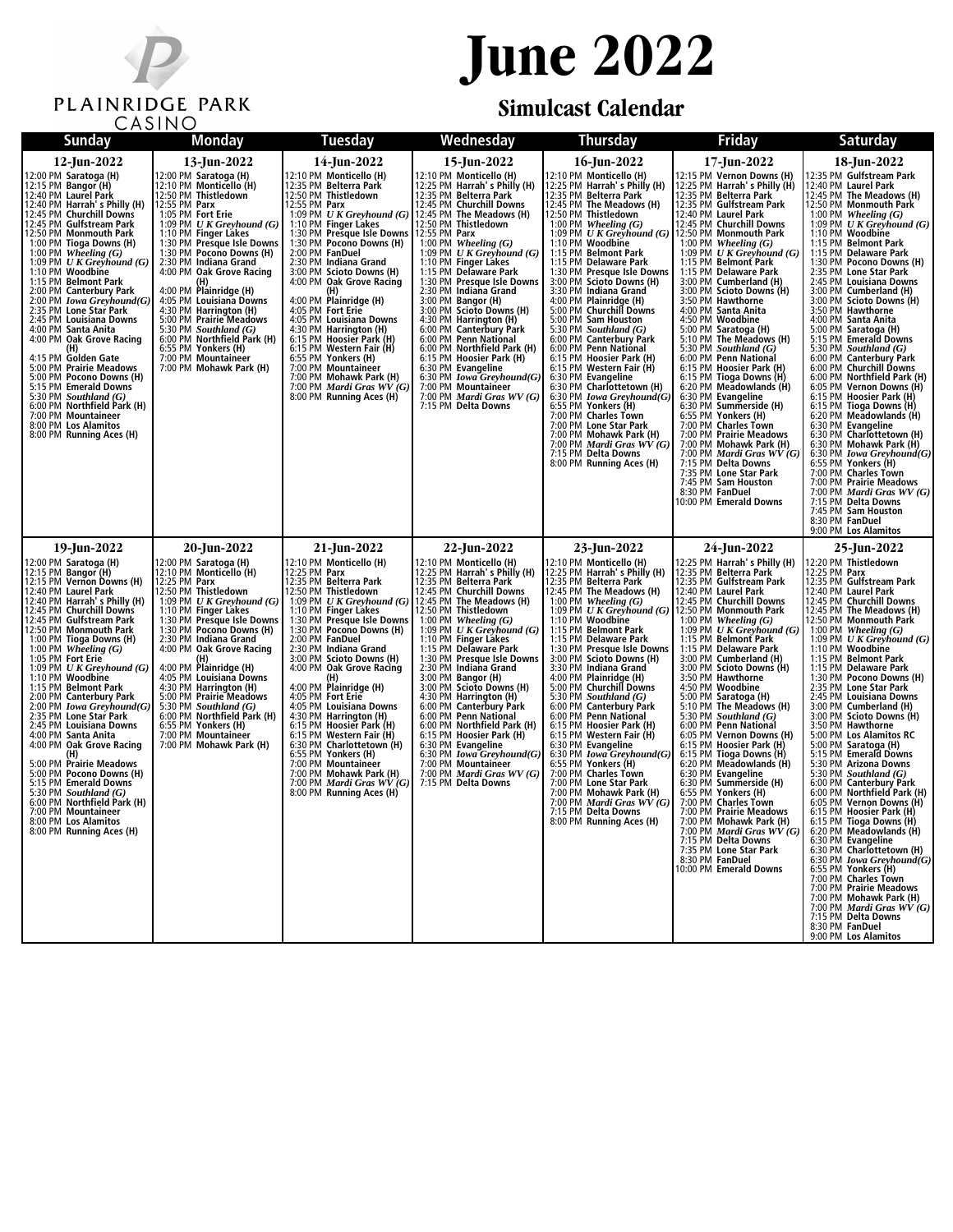PLAINRIDGE PARK CASINO

# June 2022

## Simulcast Calendar

| Sunday | Monday | Tuesday | Wednesday | Thursday | Friday | Saturday |
|---|---|---|---|---|---|---|
| **12-Jun-2022**<br>12:00 PM **Saratoga (H)**<br>12:15 PM **Bangor (H)**<br>12:40 PM **Laurel Park**<br>12:40 PM **Harrah' s Philly (H)**<br>12:45 PM **Churchill Downs**<br>12:45 PM **Gulfstream Park**<br>12:50 PM **Monmouth Park**<br>1:00 PM **Tioga Downs (H)**<br>1:00 PM ***Wheeling (G)***<br>1:09 PM ***U K Greyhound (G)***<br>1:10 PM **Woodbine**<br>1:15 PM **Belmont Park**<br>2:00 PM **Canterbury Park**<br>2:00 PM ***Iowa Greyhound(G)***<br>2:35 PM **Lone Star Park**<br>2:45 PM **Louisiana Downs**<br>4:00 PM **Santa Anita**<br>4:00 PM **Oak Grove Racing (H)**<br>4:15 PM **Golden Gate**<br>5:00 PM **Prairie Meadows**<br>5:00 PM **Pocono Downs (H)**<br>5:15 PM **Emerald Downs**<br>5:30 PM ***Southland (G)***<br>6:00 PM **Northfield Park (H)**<br>7:00 PM **Mountaineer**<br>8:00 PM **Los Alamitos**<br>8:00 PM **Running Aces (H)** | **13-Jun-2022**<br>12:00 PM **Saratoga (H)**<br>12:10 PM **Monticello (H)**<br>12:50 PM **Thistledown**<br>12:55 PM **Parx**<br>1:05 PM **Fort Erie**<br>1:09 PM ***U K Greyhound (G)***<br>1:10 PM **Finger Lakes**<br>1:30 PM **Presque Isle Downs**<br>1:30 PM **Pocono Downs (H)**<br>2:30 PM **Indiana Grand**<br>4:00 PM **Oak Grove Racing (H)**<br>4:00 PM **Plainridge (H)**<br>4:05 PM **Louisiana Downs**<br>4:30 PM **Harrington (H)**<br>5:00 PM **Prairie Meadows**<br>5:30 PM ***Southland (G)***<br>6:00 PM **Northfield Park (H)**<br>6:55 PM **Yonkers (H)**<br>7:00 PM **Mountaineer**<br>7:00 PM **Mohawk Park (H)** | **14-Jun-2022**<br>12:10 PM **Monticello (H)**<br>12:35 PM **Belterra Park**<br>12:50 PM **Thistledown**<br>12:55 PM **Parx**<br>1:09 PM ***U K Greyhound (G)***<br>1:10 PM **Finger Lakes**<br>1:30 PM **Presque Isle Downs**<br>1:30 PM **Pocono Downs (H)**<br>2:00 PM **FanDuel**<br>2:30 PM **Indiana Grand**<br>3:00 PM **Scioto Downs (H)**<br>4:00 PM **Oak Grove Racing (H)**<br>4:00 PM **Plainridge (H)**<br>4:05 PM **Fort Erie**<br>4:05 PM **Louisiana Downs**<br>4:30 PM **Harrington (H)**<br>6:15 PM **Hoosier Park (H)**<br>6:15 PM **Western Fair (H)**<br>6:55 PM **Yonkers (H)**<br>7:00 PM **Mountaineer**<br>7:00 PM **Mohawk Park (H)**<br>7:00 PM ***Mardi Gras WV (G)***<br>8:00 PM **Running Aces (H)** | **15-Jun-2022**<br>12:10 PM **Monticello (H)**<br>12:25 PM **Harrah' s Philly (H)**<br>12:35 PM **Belterra Park**<br>12:45 PM **Churchill Downs**<br>12:45 PM **The Meadows (H)**<br>12:50 PM **Thistledown**<br>12:55 PM **Parx**<br>1:00 PM ***Wheeling (G)***<br>1:09 PM ***U K Greyhound (G)***<br>1:10 PM **Finger Lakes**<br>1:15 PM **Delaware Park**<br>1:30 PM **Presque Isle Downs**<br>2:30 PM **Indiana Grand**<br>3:00 PM **Bangor (H)**<br>3:00 PM **Scioto Downs (H)**<br>4:30 PM **Harrington (H)**<br>6:00 PM **Canterbury Park**<br>6:00 PM **Penn National**<br>6:00 PM **Northfield Park (H)**<br>6:15 PM **Hoosier Park (H)**<br>6:30 PM **Evangeline**<br>6:30 PM ***Iowa Greyhound(G)***<br>7:00 PM **Mountaineer**<br>7:00 PM ***Mardi Gras WV (G)***<br>7:15 PM **Delta Downs** | **16-Jun-2022**<br>12:10 PM **Monticello (H)**<br>12:25 PM **Harrah' s Philly (H)**<br>12:35 PM **Belterra Park**<br>12:45 PM **The Meadows (H)**<br>12:50 PM **Thistledown**<br>1:00 PM ***Wheeling (G)***<br>1:09 PM ***U K Greyhound (G)***<br>1:10 PM **Woodbine**<br>1:15 PM **Belmont Park**<br>1:15 PM **Delaware Park**<br>1:30 PM **Presque Isle Downs**<br>3:00 PM **Scioto Downs (H)**<br>3:30 PM **Indiana Grand**<br>4:00 PM **Plainridge (H)**<br>5:00 PM **Churchill Downs**<br>5:00 PM **Sam Houston**<br>5:30 PM ***Southland (G)***<br>6:00 PM **Canterbury Park**<br>6:00 PM **Penn National**<br>6:15 PM **Hoosier Park (H)**<br>6:15 PM **Western Fair (H)**<br>6:30 PM **Evangeline**<br>6:30 PM **Charlottetown (H)**<br>6:30 PM ***Iowa Greyhound(G)***<br>6:55 PM **Yonkers (H)**<br>7:00 PM **Charles Town**<br>7:00 PM **Lone Star Park**<br>7:00 PM **Mohawk Park (H)**<br>7:00 PM ***Mardi Gras WV (G)***<br>7:15 PM **Delta Downs**<br>8:00 PM **Running Aces (H)** | **17-Jun-2022**<br>12:15 PM **Vernon Downs (H)**<br>12:25 PM **Harrah' s Philly (H)**<br>12:35 PM **Belterra Park**<br>12:35 PM **Gulfstream Park**<br>12:40 PM **Laurel Park**<br>12:45 PM **Churchill Downs**<br>12:50 PM **Monmouth Park**<br>1:00 PM ***Wheeling (G)***<br>1:09 PM ***U K Greyhound (G)***<br>1:15 PM **Belmont Park**<br>1:15 PM **Delaware Park**<br>3:00 PM **Cumberland (H)**<br>3:00 PM **Scioto Downs (H)**<br>3:50 PM **Hawthorne**<br>4:00 PM **Santa Anita**<br>4:50 PM **Woodbine**<br>5:00 PM **Saratoga (H)**<br>5:10 PM **The Meadows (H)**<br>5:30 PM ***Southland (G)***<br>6:00 PM **Penn National**<br>6:15 PM **Hoosier Park (H)**<br>6:15 PM **Tioga Downs (H)**<br>6:20 PM **Meadowlands (H)**<br>6:30 PM **Evangeline**<br>6:30 PM **Summerside (H)**<br>6:55 PM **Yonkers (H)**<br>7:00 PM **Charles Town**<br>7:00 PM **Prairie Meadows**<br>7:00 PM **Mohawk Park (H)**<br>7:00 PM ***Mardi Gras WV (G)***<br>7:15 PM **Delta Downs**<br>7:35 PM **Lone Star Park**<br>7:45 PM **Sam Houston**<br>8:30 PM **FanDuel**<br>10:00 PM **Emerald Downs** | **18-Jun-2022**<br>12:35 PM **Gulfstream Park**<br>12:40 PM **Laurel Park**<br>12:45 PM **The Meadows (H)**<br>12:50 PM **Monmouth Park**<br>1:00 PM ***Wheeling (G)***<br>1:09 PM ***U K Greyhound (G)***<br>1:10 PM **Woodbine**<br>1:15 PM **Belmont Park**<br>1:15 PM **Delaware Park**<br>1:30 PM **Pocono Downs (H)**<br>2:35 PM **Lone Star Park**<br>2:45 PM **Louisiana Downs**<br>3:00 PM **Cumberland (H)**<br>3:00 PM **Scioto Downs (H)**<br>3:50 PM **Hawthorne**<br>4:00 PM **Santa Anita**<br>5:00 PM **Saratoga (H)**<br>5:15 PM **Emerald Downs**<br>5:30 PM ***Southland (G)***<br>6:00 PM **Canterbury Park**<br>6:00 PM **Churchill Downs**<br>6:00 PM **Northfield Park (H)**<br>6:05 PM **Vernon Downs (H)**<br>6:15 PM **Hoosier Park (H)**<br>6:15 PM **Tioga Downs (H)**<br>6:20 PM **Meadowlands (H)**<br>6:30 PM **Evangeline**<br>6:30 PM **Charlottetown (H)**<br>6:30 PM **Mohawk Park (H)**<br>6:30 PM ***Iowa Greyhound(G)***<br>6:55 PM **Yonkers (H)**<br>7:00 PM **Charles Town**<br>7:00 PM **Prairie Meadows**<br>7:00 PM ***Mardi Gras WV (G)***<br>7:15 PM **Delta Downs**<br>7:45 PM **Sam Houston**<br>8:30 PM **FanDuel**<br>9:00 PM **Los Alamitos** |
| **19-Jun-2022**<br>12:00 PM **Saratoga (H)**<br>12:15 PM **Bangor (H)**<br>12:15 PM **Vernon Downs (H)**<br>12:40 PM **Laurel Park**<br>12:40 PM **Harrah' s Philly (H)**<br>12:45 PM **Churchill Downs**<br>12:45 PM **Gulfstream Park**<br>12:50 PM **Monmouth Park**<br>1:00 PM **Tioga Downs (H)**<br>1:00 PM ***Wheeling (G)***<br>1:05 PM **Fort Erie**<br>1:09 PM ***U K Greyhound (G)***<br>1:10 PM **Woodbine**<br>1:15 PM **Belmont Park**<br>2:00 PM **Canterbury Park**<br>2:00 PM ***Iowa Greyhound(G)***<br>2:35 PM **Lone Star Park**<br>2:45 PM **Louisiana Downs**<br>4:00 PM **Santa Anita**<br>4:00 PM **Oak Grove Racing (H)**<br>5:00 PM **Prairie Meadows**<br>5:00 PM **Pocono Downs (H)**<br>5:15 PM **Emerald Downs**<br>5:30 PM ***Southland (G)***<br>6:00 PM **Northfield Park (H)**<br>7:00 PM **Mountaineer**<br>8:00 PM **Los Alamitos**<br>8:00 PM **Running Aces (H)** | **20-Jun-2022**<br>12:00 PM **Saratoga (H)**<br>12:10 PM **Monticello (H)**<br>12:25 PM **Parx**<br>12:50 PM **Thistledown**<br>1:09 PM ***U K Greyhound (G)***<br>1:10 PM **Finger Lakes**<br>1:30 PM **Presque Isle Downs**<br>1:30 PM **Pocono Downs (H)**<br>2:30 PM **Indiana Grand**<br>4:00 PM **Oak Grove Racing (H)**<br>4:00 PM **Plainridge (H)**<br>4:05 PM **Louisiana Downs**<br>4:30 PM **Harrington (H)**<br>5:00 PM **Prairie Meadows**<br>5:30 PM ***Southland (G)***<br>6:00 PM **Northfield Park (H)**<br>6:55 PM **Yonkers (H)**<br>7:00 PM **Mountaineer**<br>7:00 PM **Mohawk Park (H)** | **21-Jun-2022**<br>12:10 PM **Monticello (H)**<br>12:25 PM **Parx**<br>12:35 PM **Belterra Park**<br>12:50 PM **Thistledown**<br>1:09 PM ***U K Greyhound (G)***<br>1:10 PM **Finger Lakes**<br>1:30 PM **Presque Isle Downs**<br>1:30 PM **Pocono Downs (H)**<br>2:00 PM **FanDuel**<br>2:30 PM **Indiana Grand**<br>3:00 PM **Scioto Downs (H)**<br>4:00 PM **Oak Grove Racing (H)**<br>4:00 PM **Plainridge (H)**<br>4:05 PM **Fort Erie**<br>4:05 PM **Louisiana Downs**<br>4:30 PM **Harrington (H)**<br>6:15 PM **Hoosier Park (H)**<br>6:15 PM **Western Fair (H)**<br>6:30 PM **Charlottetown (H)**<br>6:55 PM **Yonkers (H)**<br>7:00 PM **Mountaineer**<br>7:00 PM **Mohawk Park (H)**<br>7:00 PM ***Mardi Gras WV (G)***<br>8:00 PM **Running Aces (H)** | **22-Jun-2022**<br>12:10 PM **Monticello (H)**<br>12:25 PM **Harrah' s Philly (H)**<br>12:35 PM **Belterra Park**<br>12:45 PM **Churchill Downs**<br>12:45 PM **The Meadows (H)**<br>12:50 PM **Thistledown**<br>1:00 PM ***Wheeling (G)***<br>1:09 PM ***U K Greyhound (G)***<br>1:10 PM **Finger Lakes**<br>1:15 PM **Delaware Park**<br>1:30 PM **Presque Isle Downs**<br>2:30 PM **Indiana Grand**<br>3:00 PM **Bangor (H)**<br>3:00 PM **Scioto Downs (H)**<br>4:30 PM **Harrington (H)**<br>6:00 PM **Canterbury Park**<br>6:00 PM **Penn National**<br>6:00 PM **Northfield Park (H)**<br>6:15 PM **Hoosier Park (H)**<br>6:30 PM **Evangeline**<br>6:30 PM ***Iowa Greyhound(G)***<br>7:00 PM **Mountaineer**<br>7:00 PM ***Mardi Gras WV (G)***<br>7:15 PM **Delta Downs** | **23-Jun-2022**<br>12:10 PM **Monticello (H)**<br>12:25 PM **Harrah' s Philly (H)**<br>12:35 PM **Belterra Park**<br>12:45 PM **The Meadows (H)**<br>1:00 PM ***Wheeling (G)***<br>1:09 PM ***U K Greyhound (G)***<br>1:10 PM **Woodbine**<br>1:15 PM **Belmont Park**<br>1:15 PM **Delaware Park**<br>1:30 PM **Presque Isle Downs**<br>3:00 PM **Scioto Downs (H)**<br>3:30 PM **Indiana Grand**<br>4:00 PM **Plainridge (H)**<br>5:00 PM **Churchill Downs**<br>5:30 PM ***Southland (G)***<br>6:00 PM **Canterbury Park**<br>6:00 PM **Penn National**<br>6:15 PM **Hoosier Park (H)**<br>6:15 PM **Western Fair (H)**<br>6:30 PM **Evangeline**<br>6:30 PM ***Iowa Greyhound(G)***<br>6:55 PM **Yonkers (H)**<br>7:00 PM **Charles Town**<br>7:00 PM **Lone Star Park**<br>7:00 PM **Mohawk Park (H)**<br>7:00 PM ***Mardi Gras WV (G)***<br>7:15 PM **Delta Downs**<br>8:00 PM **Running Aces (H)** | **24-Jun-2022**<br>12:25 PM **Harrah' s Philly (H)**<br>12:35 PM **Belterra Park**<br>12:35 PM **Gulfstream Park**<br>12:40 PM **Laurel Park**<br>12:45 PM **Churchill Downs**<br>12:50 PM **Monmouth Park**<br>1:00 PM ***Wheeling (G)***<br>1:09 PM ***U K Greyhound (G)***<br>1:15 PM **Belmont Park**<br>1:15 PM **Delaware Park**<br>3:00 PM **Cumberland (H)**<br>3:00 PM **Scioto Downs (H)**<br>3:50 PM **Hawthorne**<br>4:50 PM **Woodbine**<br>5:00 PM **Saratoga (H)**<br>5:10 PM **The Meadows (H)**<br>5:30 PM ***Southland (G)***<br>6:00 PM **Penn National**<br>6:05 PM **Vernon Downs (H)**<br>6:15 PM **Hoosier Park (H)**<br>6:15 PM **Tioga Downs (H)**<br>6:20 PM **Meadowlands (H)**<br>6:30 PM **Evangeline**<br>6:30 PM **Summerside (H)**<br>6:55 PM **Yonkers (H)**<br>7:00 PM **Charles Town**<br>7:00 PM **Prairie Meadows**<br>7:00 PM **Mohawk Park (H)**<br>7:00 PM ***Mardi Gras WV (G)***<br>7:15 PM **Delta Downs**<br>7:35 PM **Lone Star Park**<br>8:30 PM **FanDuel**<br>10:00 PM **Emerald Downs** | **25-Jun-2022**<br>12:20 PM **Thistledown**<br>12:25 PM **Parx**<br>12:35 PM **Gulfstream Park**<br>12:40 PM **Laurel Park**<br>12:45 PM **Churchill Downs**<br>12:45 PM **The Meadows (H)**<br>12:50 PM **Monmouth Park**<br>1:00 PM ***Wheeling (G)***<br>1:09 PM ***U K Greyhound (G)***<br>1:10 PM **Woodbine**<br>1:15 PM **Belmont Park**<br>1:15 PM **Delaware Park**<br>1:30 PM **Pocono Downs (H)**<br>2:35 PM **Lone Star Park**<br>2:45 PM **Louisiana Downs**<br>3:00 PM **Cumberland (H)**<br>3:00 PM **Scioto Downs (H)**<br>3:50 PM **Hawthorne**<br>5:00 PM **Los Alamitos RC**<br>5:00 PM **Saratoga (H)**<br>5:15 PM **Emerald Downs**<br>5:30 PM **Arizona Downs**<br>5:30 PM ***Southland (G)***<br>6:00 PM **Canterbury Park**<br>6:00 PM **Northfield Park (H)**<br>6:05 PM **Vernon Downs (H)**<br>6:15 PM **Hoosier Park (H)**<br>6:15 PM **Tioga Downs (H)**<br>6:20 PM **Meadowlands (H)**<br>6:30 PM **Evangeline**<br>6:30 PM **Charlottetown (H)**<br>6:30 PM ***Iowa Greyhound(G)***<br>6:55 PM **Yonkers (H)**<br>7:00 PM **Charles Town**<br>7:00 PM **Prairie Meadows**<br>7:00 PM **Mohawk Park (H)**<br>7:00 PM ***Mardi Gras WV (G)***<br>7:15 PM **Delta Downs**<br>8:30 PM **FanDuel**<br>9:00 PM **Los Alamitos** |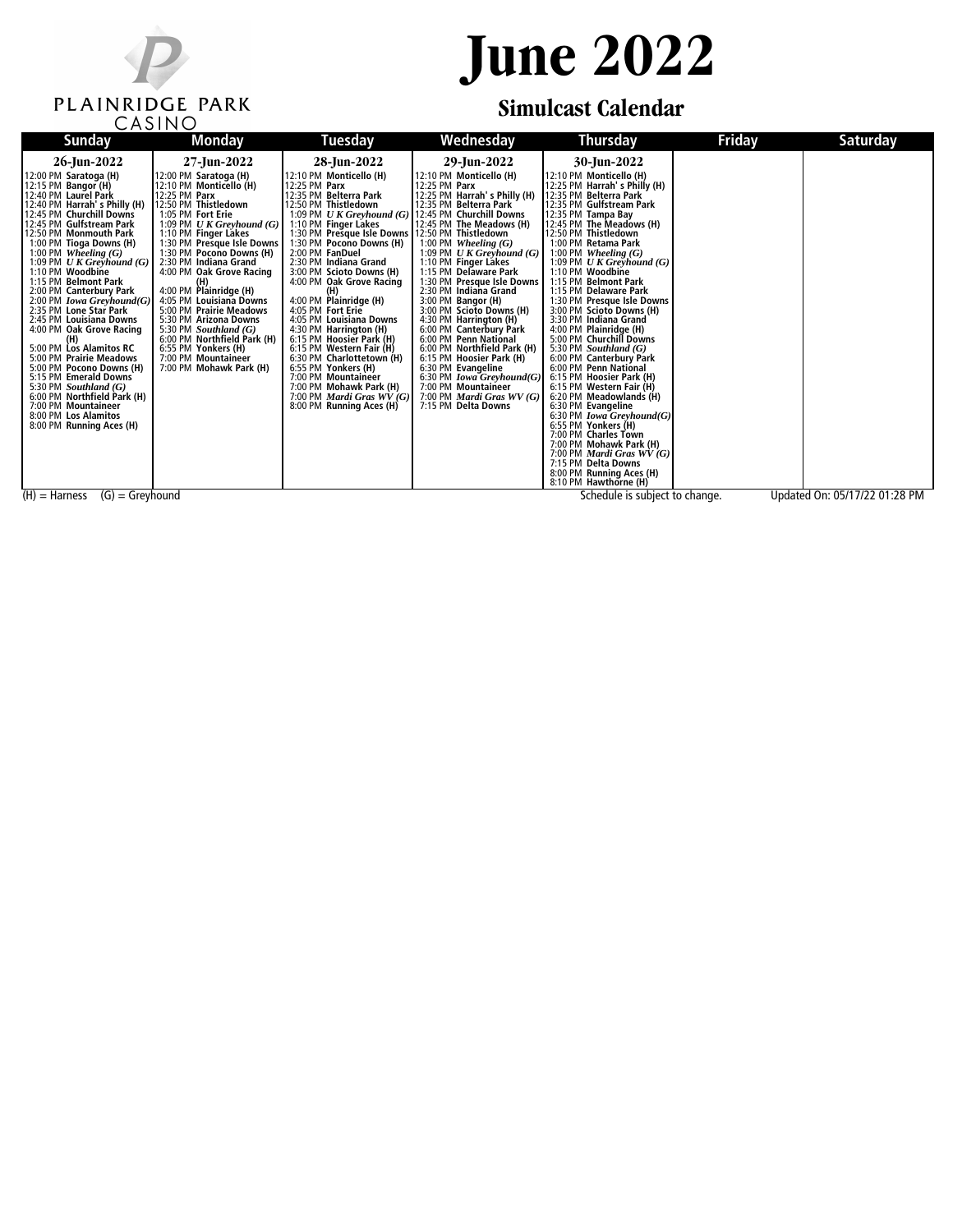PLAINRIDGE PARK CASINO

# June 2022

## Simulcast Calendar

| Sunday | Monday | Tuesday | Wednesday | Thursday | Friday | Saturday |
|---|---|---|---|---|---|---|
| **26-Jun-2022**<br>12:00 PM **Saratoga (H)**<br>12:15 PM **Bangor (H)**<br>12:40 PM **Laurel Park**<br>12:40 PM **Harrah' s Philly (H)**<br>12:45 PM **Churchill Downs**<br>12:45 PM **Gulfstream Park**<br>12:50 PM **Monmouth Park**<br>1:00 PM **Tioga Downs (H)**<br>1:00 PM ***Wheeling (G)***<br>1:09 PM ***U K Greyhound (G)***<br>1:10 PM **Woodbine**<br>1:15 PM **Belmont Park**<br>2:00 PM **Canterbury Park**<br>2:00 PM ***Iowa Greyhound(G)***<br>2:35 PM **Lone Star Park**<br>2:45 PM **Louisiana Downs**<br>4:00 PM **Oak Grove Racing (H)**<br>5:00 PM **Los Alamitos RC**<br>5:00 PM **Prairie Meadows**<br>5:00 PM **Pocono Downs (H)**<br>5:15 PM **Emerald Downs**<br>5:30 PM ***Southland (G)***<br>6:00 PM **Northfield Park (H)**<br>7:00 PM **Mountaineer**<br>8:00 PM **Los Alamitos**<br>8:00 PM **Running Aces (H)** | **27-Jun-2022**<br>12:00 PM **Saratoga (H)**<br>12:10 PM **Monticello (H)**<br>12:25 PM **Parx**<br>12:50 PM **Thistledown**<br>1:05 PM **Fort Erie**<br>1:09 PM ***U K Greyhound (G)***<br>1:10 PM **Finger Lakes**<br>1:30 PM **Presque Isle Downs**<br>1:30 PM **Pocono Downs (H)**<br>2:30 PM **Indiana Grand**<br>4:00 PM **Oak Grove Racing (H)**<br>4:00 PM **Plainridge (H)**<br>4:05 PM **Louisiana Downs**<br>5:00 PM **Prairie Meadows**<br>5:30 PM **Arizona Downs**<br>5:30 PM ***Southland (G)***<br>6:00 PM **Northfield Park (H)**<br>6:55 PM **Yonkers (H)**<br>7:00 PM **Mountaineer**<br>7:00 PM **Mohawk Park (H)** | **28-Jun-2022**<br>12:10 PM **Monticello (H)**<br>12:25 PM **Parx**<br>12:35 PM **Belterra Park**<br>12:50 PM **Thistledown**<br>1:09 PM ***U K Greyhound (G)***<br>1:10 PM **Finger Lakes**<br>1:30 PM **Presque Isle Downs**<br>1:30 PM **Pocono Downs (H)**<br>2:00 PM **FanDuel**<br>2:30 PM **Indiana Grand**<br>3:00 PM **Scioto Downs (H)**<br>4:00 PM **Oak Grove Racing (H)**<br>4:00 PM **Plainridge (H)**<br>4:05 PM **Fort Erie**<br>4:05 PM **Louisiana Downs**<br>4:30 PM **Harrington (H)**<br>6:15 PM **Hoosier Park (H)**<br>6:15 PM **Western Fair (H)**<br>6:30 PM **Charlottetown (H)**<br>6:55 PM **Yonkers (H)**<br>7:00 PM **Mountaineer**<br>7:00 PM **Mohawk Park (H)**<br>7:00 PM ***Mardi Gras WV (G)***<br>8:00 PM **Running Aces (H)** | **29-Jun-2022**<br>12:10 PM **Monticello (H)**<br>12:25 PM **Parx**<br>12:25 PM **Harrah' s Philly (H)**<br>12:35 PM **Belterra Park**<br>12:45 PM **Churchill Downs**<br>12:45 PM **The Meadows (H)**<br>12:50 PM **Thistledown**<br>1:00 PM ***Wheeling (G)***<br>1:09 PM ***U K Greyhound (G)***<br>1:10 PM **Finger Lakes**<br>1:15 PM **Delaware Park**<br>1:30 PM **Presque Isle Downs**<br>2:30 PM **Indiana Grand**<br>3:00 PM **Bangor (H)**<br>3:00 PM **Scioto Downs (H)**<br>4:30 PM **Harrington (H)**<br>6:00 PM **Canterbury Park**<br>6:00 PM **Penn National**<br>6:00 PM **Northfield Park (H)**<br>6:15 PM **Hoosier Park (H)**<br>6:30 PM **Evangeline**<br>6:30 PM ***Iowa Greyhound(G)***<br>7:00 PM **Mountaineer**<br>7:00 PM ***Mardi Gras WV (G)***<br>7:15 PM **Delta Downs** | **30-Jun-2022**<br>12:10 PM **Monticello (H)**<br>12:25 PM **Harrah' s Philly (H)**<br>12:35 PM **Belterra Park**<br>12:35 PM **Gulfstream Park**<br>12:35 PM **Tampa Bay**<br>12:45 PM **The Meadows (H)**<br>12:50 PM **Thistledown**<br>1:00 PM **Retama Park**<br>1:00 PM ***Wheeling (G)***<br>1:09 PM ***U K Greyhound (G)***<br>1:10 PM **Woodbine**<br>1:15 PM **Belmont Park**<br>1:15 PM **Delaware Park**<br>1:30 PM **Presque Isle Downs**<br>3:00 PM **Scioto Downs (H)**<br>3:30 PM **Indiana Grand**<br>4:00 PM **Plainridge (H)**<br>5:00 PM **Churchill Downs**<br>5:30 PM ***Southland (G)***<br>6:00 PM **Canterbury Park**<br>6:00 PM **Penn National**<br>6:15 PM **Hoosier Park (H)**<br>6:15 PM **Western Fair (H)**<br>6:20 PM **Meadowlands (H)**<br>6:30 PM **Evangeline**<br>6:30 PM ***Iowa Greyhound(G)***<br>6:55 PM **Yonkers (H)**<br>7:00 PM **Charles Town**<br>7:00 PM **Mohawk Park (H)**<br>7:00 PM ***Mardi Gras WV (G)***<br>7:15 PM **Delta Downs**<br>8:00 PM **Running Aces (H)**<br>8:10 PM **Hawthorne (H)** | | |

(H) = Harness (G) = Greyhound

Schedule is subject to change.

Updated On: 05/17/22 01:28 PM